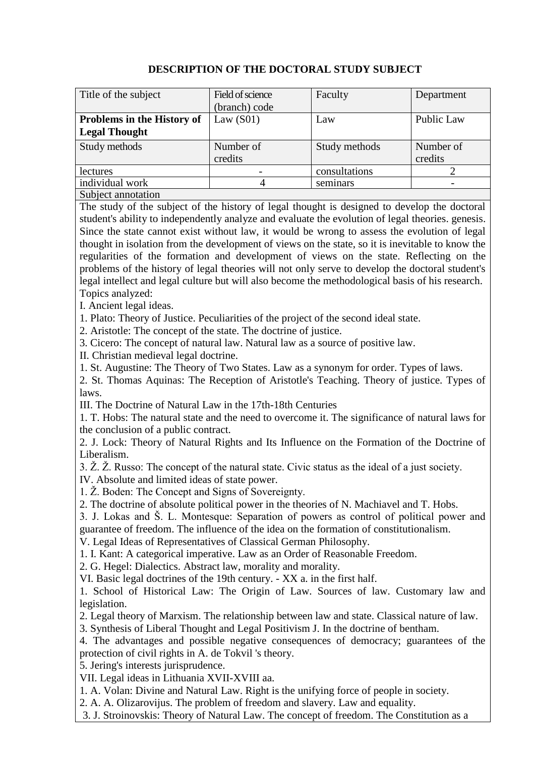**DESCRIPTION OF THE DOCTORAL STUDY SUBJECT**

| Title of the subject | Field of science (branch) code | Faculty | Department |
|---|---|---|---|
| **Problems in the History of Legal Thought** | Law (S01) | Law | Public Law |
| Study methods | Number of credits | Study methods | Number of credits |
| lectures | - | consultations | 2 |
| individual work | 4 | seminars | - |

Subject annotation

The study of the subject of the history of legal thought is designed to develop the doctoral student's ability to independently analyze and evaluate the evolution of legal theories. genesis. Since the state cannot exist without law, it would be wrong to assess the evolution of legal thought in isolation from the development of views on the state, so it is inevitable to know the regularities of the formation and development of views on the state. Reflecting on the problems of the history of legal theories will not only serve to develop the doctoral student's legal intellect and legal culture but will also become the methodological basis of his research.

Topics analyzed:

I. Ancient legal ideas.

1. Plato: Theory of Justice. Peculiarities of the project of the second ideal state.
2. Aristotle: The concept of the state. The doctrine of justice.
3. Cicero: The concept of natural law. Natural law as a source of positive law.

II. Christian medieval legal doctrine.

1. St. Augustine: The Theory of Two States. Law as a synonym for order. Types of laws.
2. St. Thomas Aquinas: The Reception of Aristotle's Teaching. Theory of justice. Types of laws.

III. The Doctrine of Natural Law in the 17th-18th Centuries

1. T. Hobs: The natural state and the need to overcome it. The significance of natural laws for the conclusion of a public contract.
2. J. Lock: Theory of Natural Rights and Its Influence on the Formation of the Doctrine of Liberalism.
3. Ž. Ž. Russo: The concept of the natural state. Civic status as the ideal of a just society.

IV. Absolute and limited ideas of state power.

1. Ž. Boden: The Concept and Signs of Sovereignty.
2. The doctrine of absolute political power in the theories of N. Machiavel and T. Hobs.
3. J. Lokas and Š. L. Montesque: Separation of powers as control of political power and guarantee of freedom. The influence of the idea on the formation of constitutionalism.

V. Legal Ideas of Representatives of Classical German Philosophy.

1. I. Kant: A categorical imperative. Law as an Order of Reasonable Freedom.
2. G. Hegel: Dialectics. Abstract law, morality and morality.

VI. Basic legal doctrines of the 19th century. - XX a. in the first half.

1. School of Historical Law: The Origin of Law. Sources of law. Customary law and legislation.
2. Legal theory of Marxism. The relationship between law and state. Classical nature of law.
3. Synthesis of Liberal Thought and Legal Positivism J. In the doctrine of bentham.
4. The advantages and possible negative consequences of democracy; guarantees of the protection of civil rights in A. de Tokvil 's theory.
5. Jering's interests jurisprudence.

VII. Legal ideas in Lithuania XVII-XVIII aa.

1. A. Volan: Divine and Natural Law. Right is the unifying force of people in society.
2. A. A. Olizarovijus. The problem of freedom and slavery. Law and equality.
3. J. Stroinovskis: Theory of Natural Law. The concept of freedom. The Constitution as a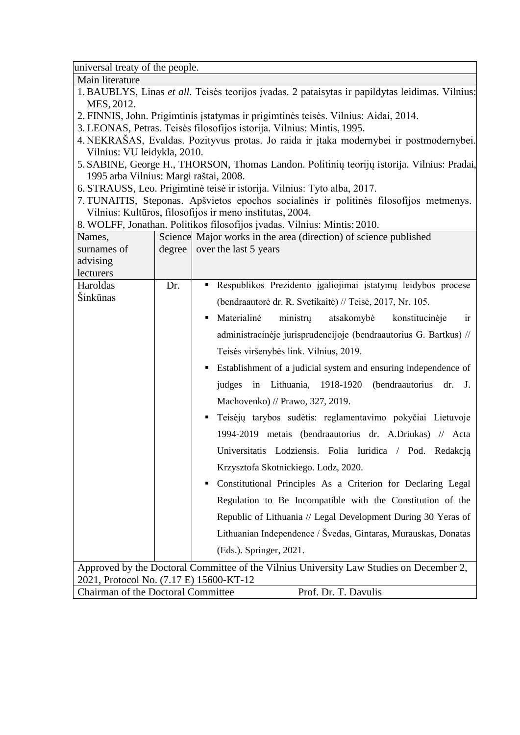universal treaty of the people.

Main literature

1. BAUBLYS, Linas *et all.* Teisės teorijos įvadas. 2 pataisytas ir papildytas leidimas. Vilnius: MES, 2012.
2. FINNIS, John. Prigimtinis įstatymas ir prigimtinės teisės. Vilnius: Aidai, 2014.
3. LEONAS, Petras. Teisės filosofijos istorija. Vilnius: Mintis, 1995.
4. NEKRAŠAS, Evaldas. Pozityvus protas. Jo raida ir įtaka modernybei ir postmodernybei. Vilnius: VU leidykla, 2010.
5. SABINE, George H., THORSON, Thomas Landon. Politinių teorijų istorija. Vilnius: Pradai, 1995 arba Vilnius: Margi raštai, 2008.
6. STRAUSS, Leo. Prigimtinė teisė ir istorija. Vilnius: Tyto alba, 2017.
7. TUNAITIS, Steponas. Apšvietos epochos socialinės ir politinės filosofijos metmenys. Vilnius: Kultūros, filosofijos ir meno institutas, 2004.
8. WOLFF, Jonathan. Politikos filosofijos įvadas. Vilnius: Mintis: 2010.

| Names, surnames of advising lecturers | Science degree | Major works in the area (direction) of science published over the last 5 years |
|---|---|---|
| Haroldas Šinkūnas | Dr. | ▪ Respublikos Prezidento įgaliojimai įstatymų leidybos procese (bendraautorė dr. R. Svetikaitė) // Teisė, 2017, Nr. 105.<br>▪ Materialinė ministrų atsakomybė konstitucinėje ir administracinėje jurisprudencijoje (bendraautorius G. Bartkus) // Teisės viršenybės link. Vilnius, 2019.<br>▪ Establishment of a judicial system and ensuring independence of judges in Lithuania, 1918-1920 (bendraautorius dr. J. Machovenko) // Prawo, 327, 2019.<br>▪ Teisėjų tarybos sudėtis: reglamentavimo pokyčiai Lietuvoje 1994-2019 metais (bendraautorius dr. A.Driukas) // Acta Universitatis Lodziensis. Folia Iuridica / Pod. Redakcją Krzysztofa Skotnickiego. Lodz, 2020.<br>▪ Constitutional Principles As a Criterion for Declaring Legal Regulation to Be Incompatible with the Constitution of the Republic of Lithuania // Legal Development During 30 Yeras of Lithuanian Independence / Švedas, Gintaras, Murauskas, Donatas (Eds.). Springer, 2021. |

Approved by the Doctoral Committee of the Vilnius University Law Studies on December 2, 2021, Protocol No. (7.17 E) 15600-KT-12

Chairman of the Doctoral Committee Prof. Dr. T. Davulis